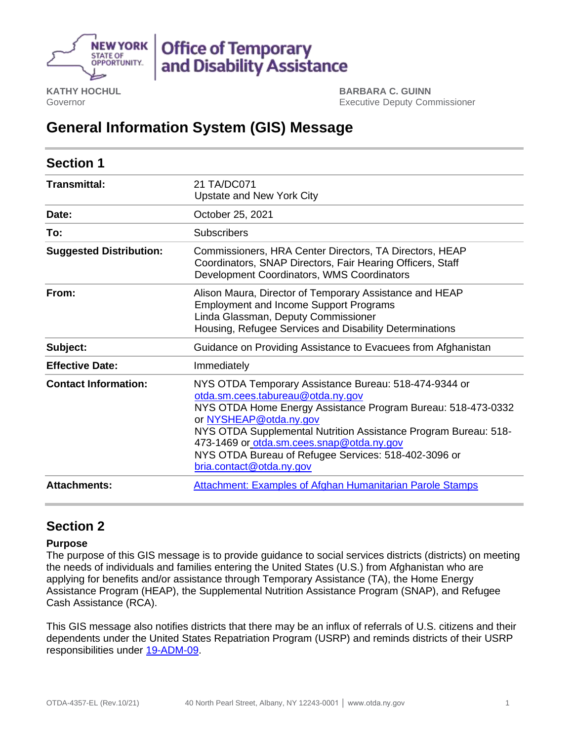New York State of Opportunity | Office of Temporary and Disability Assistance

**KATHY HOCHUL**
Governor

**BARBARA C. GUINN**
Executive Deputy Commissioner

# General Information System (GIS) Message

## Section 1

| | |
|---|---|
| **Transmittal:** | 21 TA/DC071<br>Upstate and New York City |
| **Date:** | October 25, 2021 |
| **To:** | Subscribers |
| **Suggested Distribution:** | Commissioners, HRA Center Directors, TA Directors, HEAP Coordinators, SNAP Directors, Fair Hearing Officers, Staff Development Coordinators, WMS Coordinators |
| **From:** | Alison Maura, Director of Temporary Assistance and HEAP<br>Employment and Income Support Programs<br>Linda Glassman, Deputy Commissioner<br>Housing, Refugee Services and Disability Determinations |
| **Subject:** | Guidance on Providing Assistance to Evacuees from Afghanistan |
| **Effective Date:** | Immediately |
| **Contact Information:** | NYS OTDA Temporary Assistance Bureau: 518-474-9344 or otda.sm.cees.tabureau@otda.ny.gov<br>NYS OTDA Home Energy Assistance Program Bureau: 518-473-0332 or NYSHEAP@otda.ny.gov<br>NYS OTDA Supplemental Nutrition Assistance Program Bureau: 518-473-1469 or otda.sm.cees.snap@otda.ny.gov<br>NYS OTDA Bureau of Refugee Services: 518-402-3096 or bria.contact@otda.ny.gov |
| **Attachments:** | Attachment: Examples of Afghan Humanitarian Parole Stamps |

## Section 2

**Purpose**

The purpose of this GIS message is to provide guidance to social services districts (districts) on meeting the needs of individuals and families entering the United States (U.S.) from Afghanistan who are applying for benefits and/or assistance through Temporary Assistance (TA), the Home Energy Assistance Program (HEAP), the Supplemental Nutrition Assistance Program (SNAP), and Refugee Cash Assistance (RCA).

This GIS message also notifies districts that there may be an influx of referrals of U.S. citizens and their dependents under the United States Repatriation Program (USRP) and reminds districts of their USRP responsibilities under 19-ADM-09.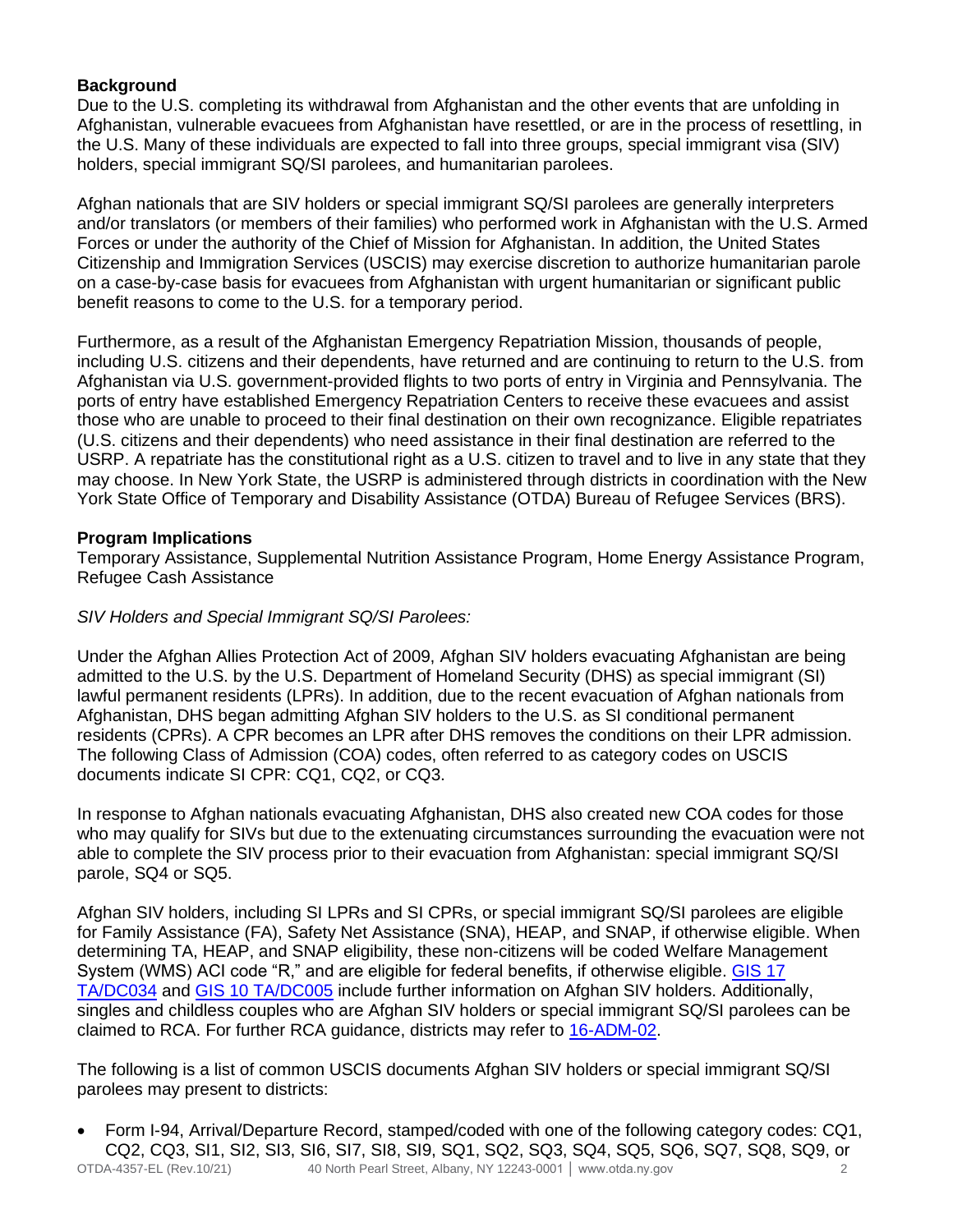**Background**

Due to the U.S. completing its withdrawal from Afghanistan and the other events that are unfolding in Afghanistan, vulnerable evacuees from Afghanistan have resettled, or are in the process of resettling, in the U.S. Many of these individuals are expected to fall into three groups, special immigrant visa (SIV) holders, special immigrant SQ/SI parolees, and humanitarian parolees.

Afghan nationals that are SIV holders or special immigrant SQ/SI parolees are generally interpreters and/or translators (or members of their families) who performed work in Afghanistan with the U.S. Armed Forces or under the authority of the Chief of Mission for Afghanistan. In addition, the United States Citizenship and Immigration Services (USCIS) may exercise discretion to authorize humanitarian parole on a case-by-case basis for evacuees from Afghanistan with urgent humanitarian or significant public benefit reasons to come to the U.S. for a temporary period.

Furthermore, as a result of the Afghanistan Emergency Repatriation Mission, thousands of people, including U.S. citizens and their dependents, have returned and are continuing to return to the U.S. from Afghanistan via U.S. government-provided flights to two ports of entry in Virginia and Pennsylvania. The ports of entry have established Emergency Repatriation Centers to receive these evacuees and assist those who are unable to proceed to their final destination on their own recognizance. Eligible repatriates (U.S. citizens and their dependents) who need assistance in their final destination are referred to the USRP. A repatriate has the constitutional right as a U.S. citizen to travel and to live in any state that they may choose. In New York State, the USRP is administered through districts in coordination with the New York State Office of Temporary and Disability Assistance (OTDA) Bureau of Refugee Services (BRS).

**Program Implications**

Temporary Assistance, Supplemental Nutrition Assistance Program, Home Energy Assistance Program, Refugee Cash Assistance

*SIV Holders and Special Immigrant SQ/SI Parolees:*

Under the Afghan Allies Protection Act of 2009, Afghan SIV holders evacuating Afghanistan are being admitted to the U.S. by the U.S. Department of Homeland Security (DHS) as special immigrant (SI) lawful permanent residents (LPRs). In addition, due to the recent evacuation of Afghan nationals from Afghanistan, DHS began admitting Afghan SIV holders to the U.S. as SI conditional permanent residents (CPRs). A CPR becomes an LPR after DHS removes the conditions on their LPR admission. The following Class of Admission (COA) codes, often referred to as category codes on USCIS documents indicate SI CPR: CQ1, CQ2, or CQ3.

In response to Afghan nationals evacuating Afghanistan, DHS also created new COA codes for those who may qualify for SIVs but due to the extenuating circumstances surrounding the evacuation were not able to complete the SIV process prior to their evacuation from Afghanistan: special immigrant SQ/SI parole, SQ4 or SQ5.

Afghan SIV holders, including SI LPRs and SI CPRs, or special immigrant SQ/SI parolees are eligible for Family Assistance (FA), Safety Net Assistance (SNA), HEAP, and SNAP, if otherwise eligible. When determining TA, HEAP, and SNAP eligibility, these non-citizens will be coded Welfare Management System (WMS) ACI code "R," and are eligible for federal benefits, if otherwise eligible. GIS 17 TA/DC034 and GIS 10 TA/DC005 include further information on Afghan SIV holders. Additionally, singles and childless couples who are Afghan SIV holders or special immigrant SQ/SI parolees can be claimed to RCA. For further RCA guidance, districts may refer to 16-ADM-02.

The following is a list of common USCIS documents Afghan SIV holders or special immigrant SQ/SI parolees may present to districts:

- Form I-94, Arrival/Departure Record, stamped/coded with one of the following category codes: CQ1, CQ2, CQ3, SI1, SI2, SI3, SI6, SI7, SI8, SI9, SQ1, SQ2, SQ3, SQ4, SQ5, SQ6, SQ7, SQ8, SQ9, or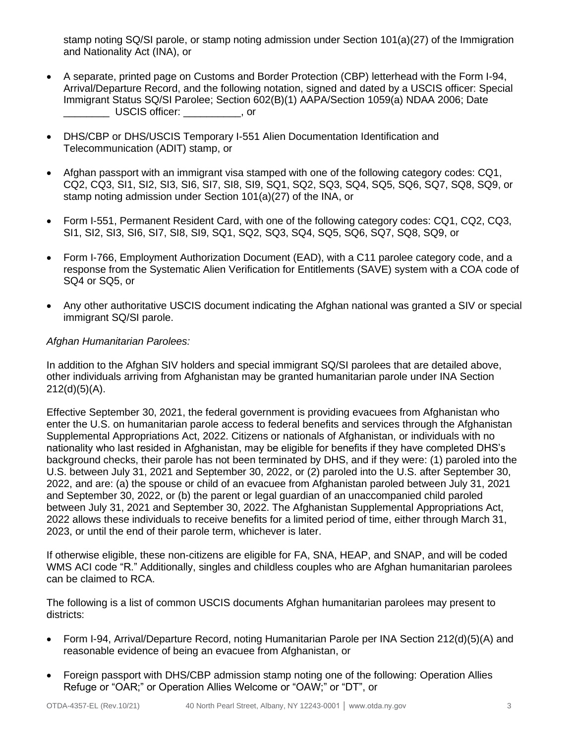stamp noting SQ/SI parole, or stamp noting admission under Section 101(a)(27) of the Immigration and Nationality Act (INA), or

- A separate, printed page on Customs and Border Protection (CBP) letterhead with the Form I-94, Arrival/Departure Record, and the following notation, signed and dated by a USCIS officer: Special Immigrant Status SQ/SI Parolee; Section 602(B)(1) AAPA/Section 1059(a) NDAA 2006; Date ________ USCIS officer: __________, or
- DHS/CBP or DHS/USCIS Temporary I-551 Alien Documentation Identification and Telecommunication (ADIT) stamp, or
- Afghan passport with an immigrant visa stamped with one of the following category codes: CQ1, CQ2, CQ3, SI1, SI2, SI3, SI6, SI7, SI8, SI9, SQ1, SQ2, SQ3, SQ4, SQ5, SQ6, SQ7, SQ8, SQ9, or stamp noting admission under Section 101(a)(27) of the INA, or
- Form I-551, Permanent Resident Card, with one of the following category codes: CQ1, CQ2, CQ3, SI1, SI2, SI3, SI6, SI7, SI8, SI9, SQ1, SQ2, SQ3, SQ4, SQ5, SQ6, SQ7, SQ8, SQ9, or
- Form I-766, Employment Authorization Document (EAD), with a C11 parolee category code, and a response from the Systematic Alien Verification for Entitlements (SAVE) system with a COA code of SQ4 or SQ5, or
- Any other authoritative USCIS document indicating the Afghan national was granted a SIV or special immigrant SQ/SI parole.

*Afghan Humanitarian Parolees:*

In addition to the Afghan SIV holders and special immigrant SQ/SI parolees that are detailed above, other individuals arriving from Afghanistan may be granted humanitarian parole under INA Section 212(d)(5)(A).

Effective September 30, 2021, the federal government is providing evacuees from Afghanistan who enter the U.S. on humanitarian parole access to federal benefits and services through the Afghanistan Supplemental Appropriations Act, 2022. Citizens or nationals of Afghanistan, or individuals with no nationality who last resided in Afghanistan, may be eligible for benefits if they have completed DHS's background checks, their parole has not been terminated by DHS, and if they were: (1) paroled into the U.S. between July 31, 2021 and September 30, 2022, or (2) paroled into the U.S. after September 30, 2022, and are: (a) the spouse or child of an evacuee from Afghanistan paroled between July 31, 2021 and September 30, 2022, or (b) the parent or legal guardian of an unaccompanied child paroled between July 31, 2021 and September 30, 2022. The Afghanistan Supplemental Appropriations Act, 2022 allows these individuals to receive benefits for a limited period of time, either through March 31, 2023, or until the end of their parole term, whichever is later.

If otherwise eligible, these non-citizens are eligible for FA, SNA, HEAP, and SNAP, and will be coded WMS ACI code "R." Additionally, singles and childless couples who are Afghan humanitarian parolees can be claimed to RCA.

The following is a list of common USCIS documents Afghan humanitarian parolees may present to districts:

- Form I-94, Arrival/Departure Record, noting Humanitarian Parole per INA Section 212(d)(5)(A) and reasonable evidence of being an evacuee from Afghanistan, or
- Foreign passport with DHS/CBP admission stamp noting one of the following: Operation Allies Refuge or "OAR;" or Operation Allies Welcome or "OAW;" or "DT", or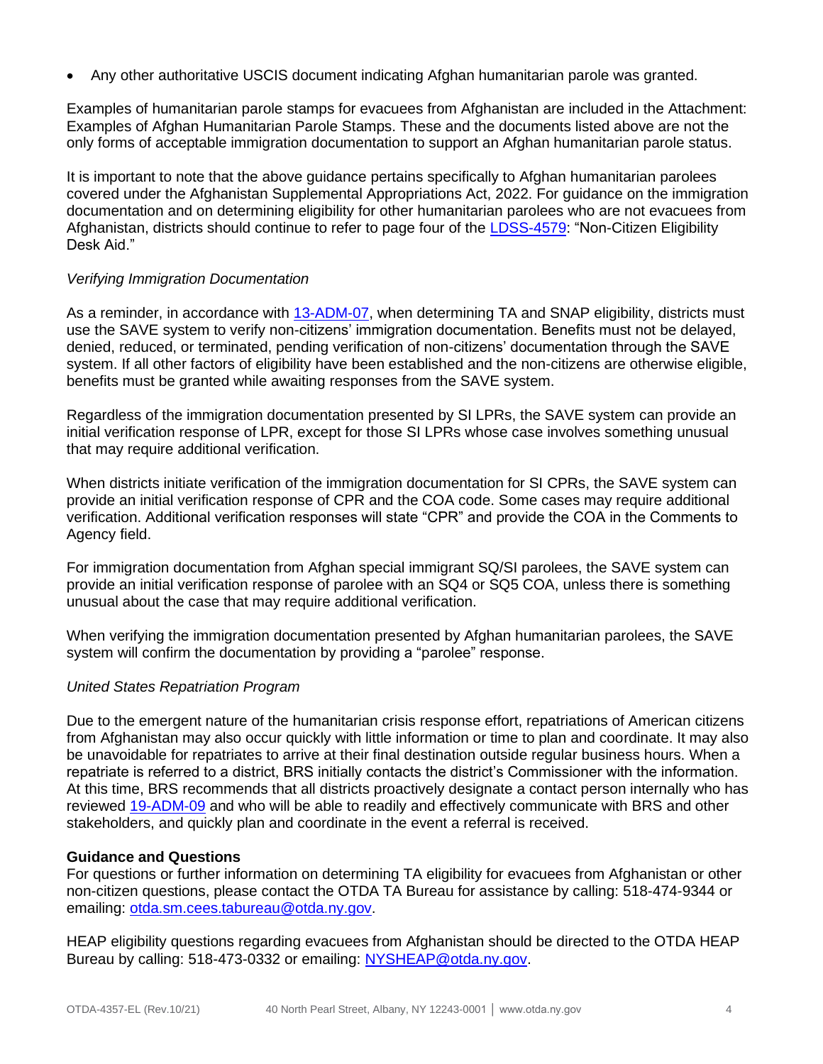- Any other authoritative USCIS document indicating Afghan humanitarian parole was granted.

Examples of humanitarian parole stamps for evacuees from Afghanistan are included in the Attachment: Examples of Afghan Humanitarian Parole Stamps. These and the documents listed above are not the only forms of acceptable immigration documentation to support an Afghan humanitarian parole status.

It is important to note that the above guidance pertains specifically to Afghan humanitarian parolees covered under the Afghanistan Supplemental Appropriations Act, 2022. For guidance on the immigration documentation and on determining eligibility for other humanitarian parolees who are not evacuees from Afghanistan, districts should continue to refer to page four of the [LDSS-4579](): "Non-Citizen Eligibility Desk Aid."

*Verifying Immigration Documentation*

As a reminder, in accordance with [13-ADM-07](), when determining TA and SNAP eligibility, districts must use the SAVE system to verify non-citizens' immigration documentation. Benefits must not be delayed, denied, reduced, or terminated, pending verification of non-citizens' documentation through the SAVE system. If all other factors of eligibility have been established and the non-citizens are otherwise eligible, benefits must be granted while awaiting responses from the SAVE system.

Regardless of the immigration documentation presented by SI LPRs, the SAVE system can provide an initial verification response of LPR, except for those SI LPRs whose case involves something unusual that may require additional verification.

When districts initiate verification of the immigration documentation for SI CPRs, the SAVE system can provide an initial verification response of CPR and the COA code. Some cases may require additional verification. Additional verification responses will state "CPR" and provide the COA in the Comments to Agency field.

For immigration documentation from Afghan special immigrant SQ/SI parolees, the SAVE system can provide an initial verification response of parolee with an SQ4 or SQ5 COA, unless there is something unusual about the case that may require additional verification.

When verifying the immigration documentation presented by Afghan humanitarian parolees, the SAVE system will confirm the documentation by providing a "parolee" response.

*United States Repatriation Program*

Due to the emergent nature of the humanitarian crisis response effort, repatriations of American citizens from Afghanistan may also occur quickly with little information or time to plan and coordinate. It may also be unavoidable for repatriates to arrive at their final destination outside regular business hours. When a repatriate is referred to a district, BRS initially contacts the district's Commissioner with the information. At this time, BRS recommends that all districts proactively designate a contact person internally who has reviewed [19-ADM-09]() and who will be able to readily and effectively communicate with BRS and other stakeholders, and quickly plan and coordinate in the event a referral is received.

**Guidance and Questions**

For questions or further information on determining TA eligibility for evacuees from Afghanistan or other non-citizen questions, please contact the OTDA TA Bureau for assistance by calling: 518-474-9344 or emailing: otda.sm.cees.tabureau@otda.ny.gov.

HEAP eligibility questions regarding evacuees from Afghanistan should be directed to the OTDA HEAP Bureau by calling: 518-473-0332 or emailing: NYSHEAP@otda.ny.gov.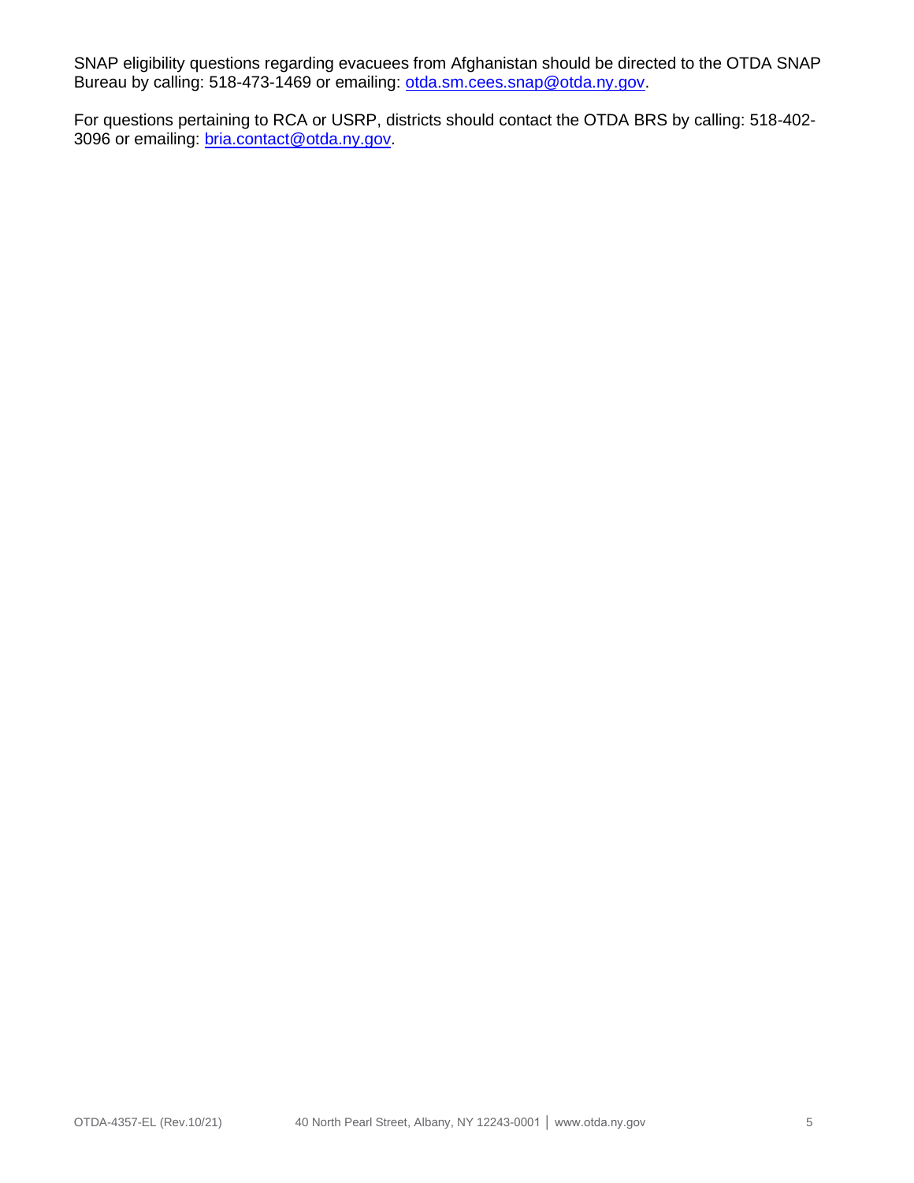SNAP eligibility questions regarding evacuees from Afghanistan should be directed to the OTDA SNAP Bureau by calling: 518-473-1469 or emailing: otda.sm.cees.snap@otda.ny.gov.

For questions pertaining to RCA or USRP, districts should contact the OTDA BRS by calling: 518-402-3096 or emailing: bria.contact@otda.ny.gov.